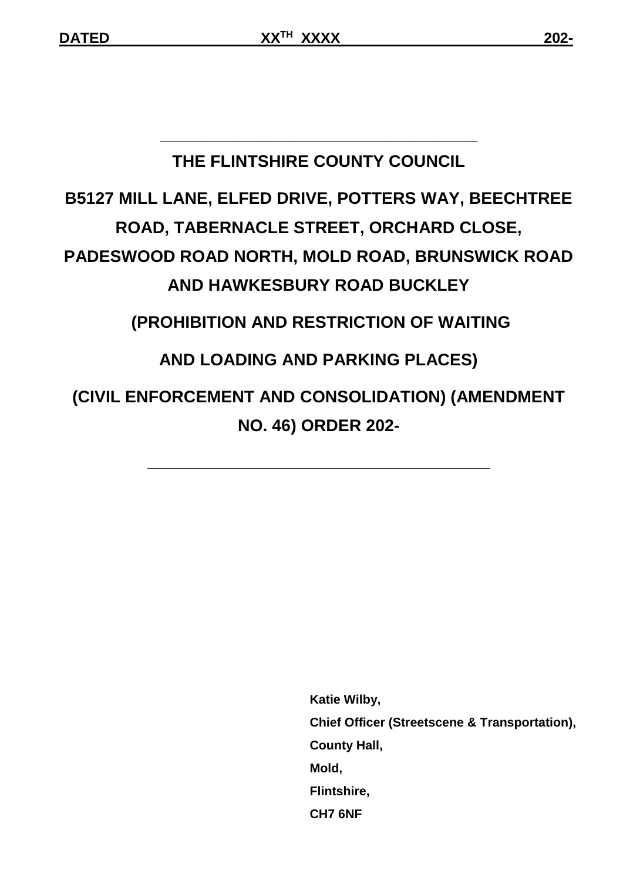**DATED XX[TH] XXXX 202-**

---

# THE FLINTSHIRE COUNTY COUNCIL

# B5127 MILL LANE, ELFED DRIVE, POTTERS WAY, BEECHTREE ROAD, TABERNACLE STREET, ORCHARD CLOSE, PADESWOOD ROAD NORTH, MOLD ROAD, BRUNSWICK ROAD AND HAWKESBURY ROAD BUCKLEY

# (PROHIBITION AND RESTRICTION OF WAITING AND LOADING AND PARKING PLACES)

# (CIVIL ENFORCEMENT AND CONSOLIDATION) (AMENDMENT NO. 46) ORDER 202-

---

**Katie Wilby,**
**Chief Officer (Streetscene & Transportation),**
**County Hall,**
**Mold,**
**Flintshire,**
**CH7 6NF**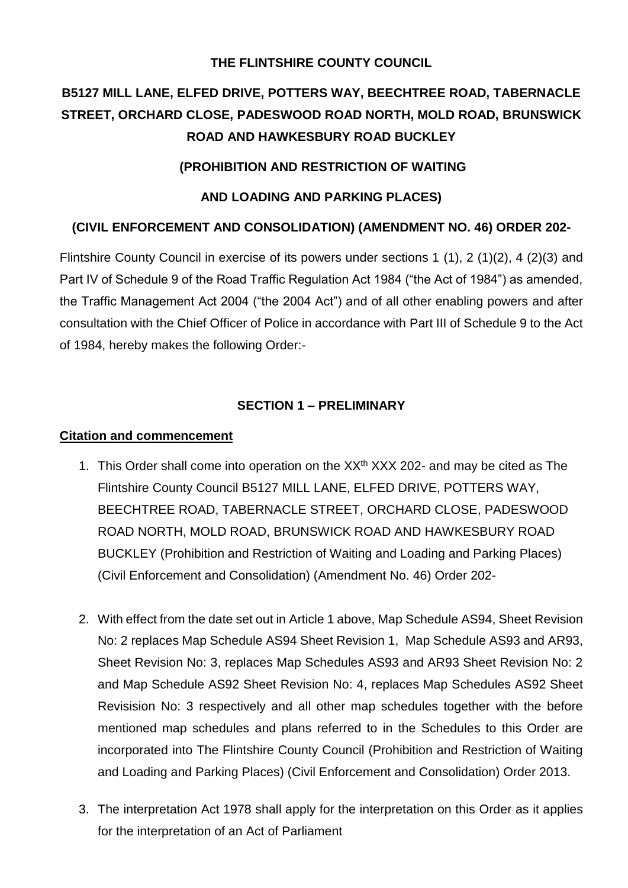**THE FLINTSHIRE COUNTY COUNCIL**

**B5127 MILL LANE, ELFED DRIVE, POTTERS WAY, BEECHTREE ROAD, TABERNACLE STREET, ORCHARD CLOSE, PADESWOOD ROAD NORTH, MOLD ROAD, BRUNSWICK ROAD AND HAWKESBURY ROAD BUCKLEY**

**(PROHIBITION AND RESTRICTION OF WAITING**

**AND LOADING AND PARKING PLACES)**

**(CIVIL ENFORCEMENT AND CONSOLIDATION) (AMENDMENT NO. 46) ORDER 202-**

Flintshire County Council in exercise of its powers under sections 1 (1), 2 (1)(2), 4 (2)(3) and Part IV of Schedule 9 of the Road Traffic Regulation Act 1984 ("the Act of 1984") as amended, the Traffic Management Act 2004 ("the 2004 Act") and of all other enabling powers and after consultation with the Chief Officer of Police in accordance with Part III of Schedule 9 to the Act of 1984, hereby makes the following Order:-

**SECTION 1 – PRELIMINARY**

**Citation and commencement**

1. This Order shall come into operation on the XX^th XXX 202- and may be cited as The Flintshire County Council B5127 MILL LANE, ELFED DRIVE, POTTERS WAY, BEECHTREE ROAD, TABERNACLE STREET, ORCHARD CLOSE, PADESWOOD ROAD NORTH, MOLD ROAD, BRUNSWICK ROAD AND HAWKESBURY ROAD BUCKLEY (Prohibition and Restriction of Waiting and Loading and Parking Places) (Civil Enforcement and Consolidation) (Amendment No. 46) Order 202-

2. With effect from the date set out in Article 1 above, Map Schedule AS94, Sheet Revision No: 2 replaces Map Schedule AS94 Sheet Revision 1, Map Schedule AS93 and AR93, Sheet Revision No: 3, replaces Map Schedules AS93 and AR93 Sheet Revision No: 2 and Map Schedule AS92 Sheet Revision No: 4, replaces Map Schedules AS92 Sheet Revisision No: 3 respectively and all other map schedules together with the before mentioned map schedules and plans referred to in the Schedules to this Order are incorporated into The Flintshire County Council (Prohibition and Restriction of Waiting and Loading and Parking Places) (Civil Enforcement and Consolidation) Order 2013.

3. The interpretation Act 1978 shall apply for the interpretation on this Order as it applies for the interpretation of an Act of Parliament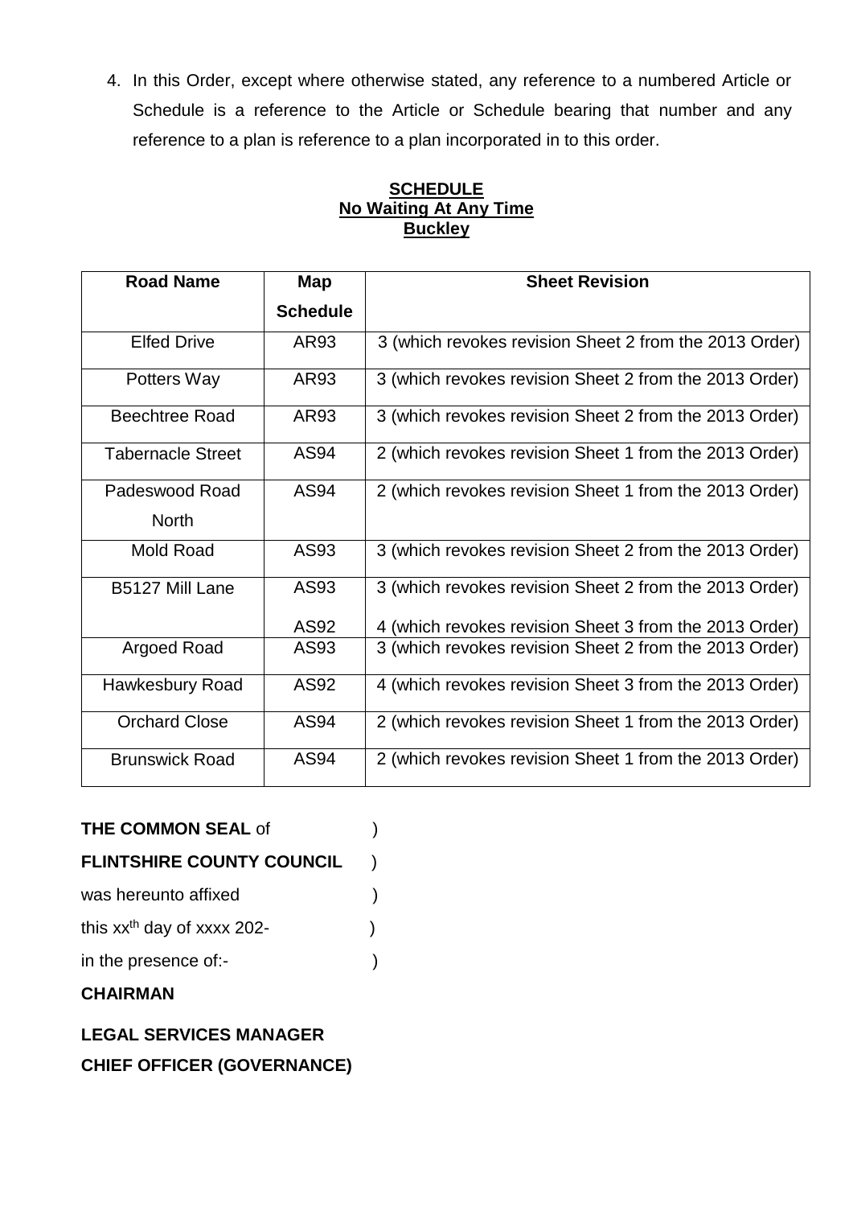4. In this Order, except where otherwise stated, any reference to a numbered Article or Schedule is a reference to the Article or Schedule bearing that number and any reference to a plan is reference to a plan incorporated in to this order.

**SCHEDULE**
**No Waiting At Any Time**
**Buckley**

| Road Name | Map Schedule | Sheet Revision |
|---|---|---|
| Elfed Drive | AR93 | 3 (which revokes revision Sheet 2 from the 2013 Order) |
| Potters Way | AR93 | 3 (which revokes revision Sheet 2 from the 2013 Order) |
| Beechtree Road | AR93 | 3 (which revokes revision Sheet 2 from the 2013 Order) |
| Tabernacle Street | AS94 | 2 (which revokes revision Sheet 1 from the 2013 Order) |
| Padeswood Road North | AS94 | 2 (which revokes revision Sheet 1 from the 2013 Order) |
| Mold Road | AS93 | 3 (which revokes revision Sheet 2 from the 2013 Order) |
| B5127 Mill Lane | AS93<br>AS92 | 3 (which revokes revision Sheet 2 from the 2013 Order)<br>4 (which revokes revision Sheet 3 from the 2013 Order) |
| Argoed Road | AS93 | 3 (which revokes revision Sheet 2 from the 2013 Order) |
| Hawkesbury Road | AS92 | 4 (which revokes revision Sheet 3 from the 2013 Order) |
| Orchard Close | AS94 | 2 (which revokes revision Sheet 1 from the 2013 Order) |
| Brunswick Road | AS94 | 2 (which revokes revision Sheet 1 from the 2013 Order) |

**THE COMMON SEAL** of )
**FLINTSHIRE COUNTY COUNCIL** )
was hereunto affixed )
this xx[th] day of xxxx 202- )
in the presence of:- )

**CHAIRMAN**

**LEGAL SERVICES MANAGER**
**CHIEF OFFICER (GOVERNANCE)**